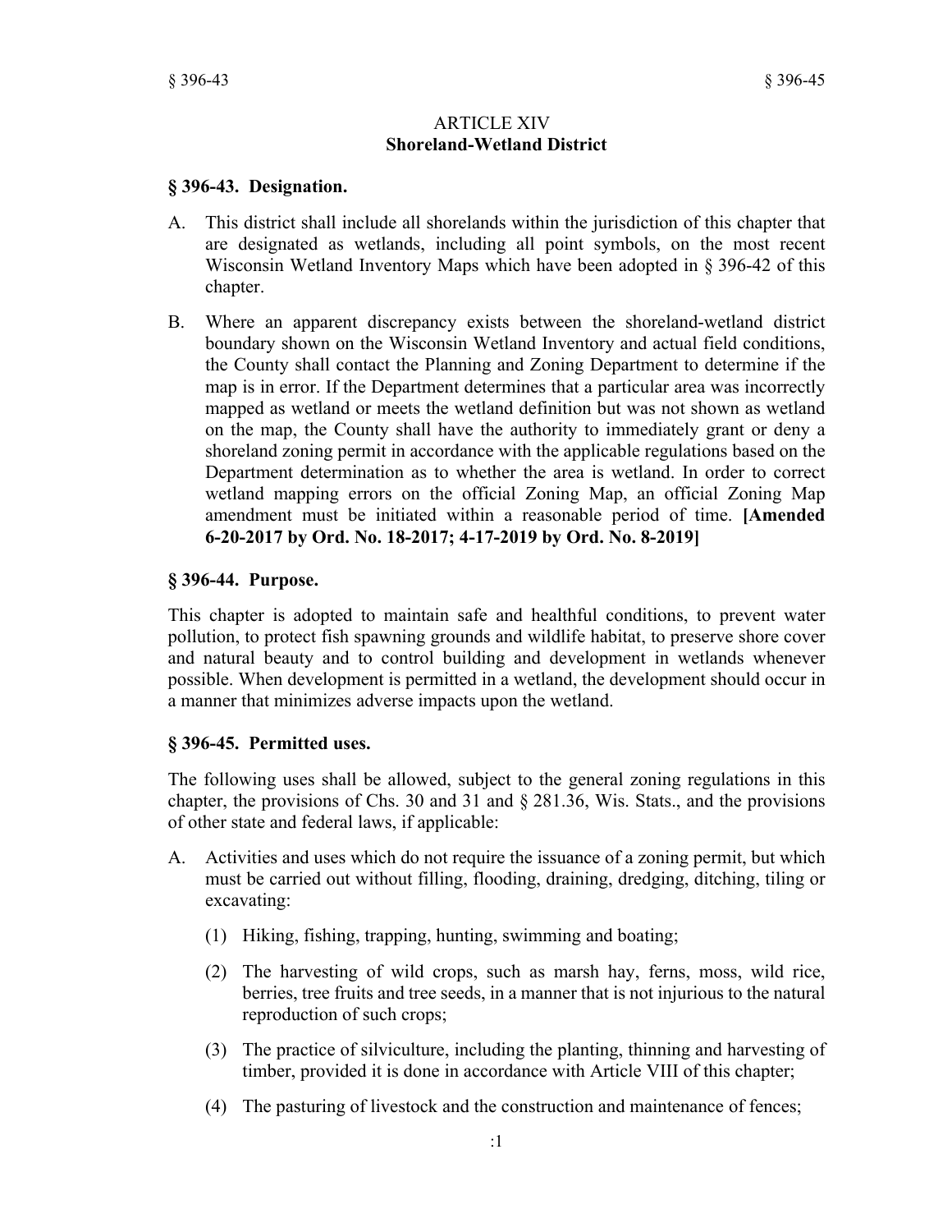## ARTICLE XIV
## Shoreland-Wetland District

### § 396-43. Designation.

A. This district shall include all shorelands within the jurisdiction of this chapter that are designated as wetlands, including all point symbols, on the most recent Wisconsin Wetland Inventory Maps which have been adopted in § 396-42 of this chapter.

B. Where an apparent discrepancy exists between the shoreland-wetland district boundary shown on the Wisconsin Wetland Inventory and actual field conditions, the County shall contact the Planning and Zoning Department to determine if the map is in error. If the Department determines that a particular area was incorrectly mapped as wetland or meets the wetland definition but was not shown as wetland on the map, the County shall have the authority to immediately grant or deny a shoreland zoning permit in accordance with the applicable regulations based on the Department determination as to whether the area is wetland. In order to correct wetland mapping errors on the official Zoning Map, an official Zoning Map amendment must be initiated within a reasonable period of time. **[Amended 6-20-2017 by Ord. No. 18-2017; 4-17-2019 by Ord. No. 8-2019]**

### § 396-44. Purpose.

This chapter is adopted to maintain safe and healthful conditions, to prevent water pollution, to protect fish spawning grounds and wildlife habitat, to preserve shore cover and natural beauty and to control building and development in wetlands whenever possible. When development is permitted in a wetland, the development should occur in a manner that minimizes adverse impacts upon the wetland.

### § 396-45. Permitted uses.

The following uses shall be allowed, subject to the general zoning regulations in this chapter, the provisions of Chs. 30 and 31 and § 281.36, Wis. Stats., and the provisions of other state and federal laws, if applicable:

A. Activities and uses which do not require the issuance of a zoning permit, but which must be carried out without filling, flooding, draining, dredging, ditching, tiling or excavating:

(1) Hiking, fishing, trapping, hunting, swimming and boating;

(2) The harvesting of wild crops, such as marsh hay, ferns, moss, wild rice, berries, tree fruits and tree seeds, in a manner that is not injurious to the natural reproduction of such crops;

(3) The practice of silviculture, including the planting, thinning and harvesting of timber, provided it is done in accordance with Article VIII of this chapter;

(4) The pasturing of livestock and the construction and maintenance of fences;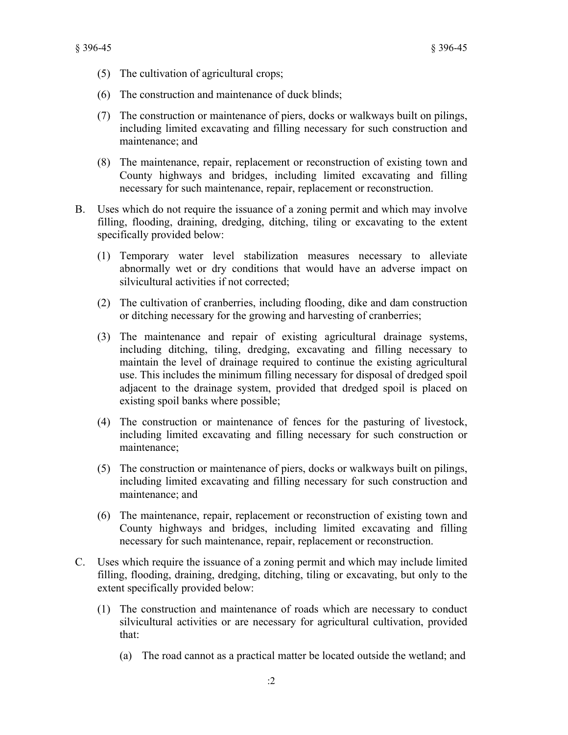(5) The cultivation of agricultural crops;

(6) The construction and maintenance of duck blinds;

(7) The construction or maintenance of piers, docks or walkways built on pilings, including limited excavating and filling necessary for such construction and maintenance; and

(8) The maintenance, repair, replacement or reconstruction of existing town and County highways and bridges, including limited excavating and filling necessary for such maintenance, repair, replacement or reconstruction.

B. Uses which do not require the issuance of a zoning permit and which may involve filling, flooding, draining, dredging, ditching, tiling or excavating to the extent specifically provided below:

(1) Temporary water level stabilization measures necessary to alleviate abnormally wet or dry conditions that would have an adverse impact on silvicultural activities if not corrected;

(2) The cultivation of cranberries, including flooding, dike and dam construction or ditching necessary for the growing and harvesting of cranberries;

(3) The maintenance and repair of existing agricultural drainage systems, including ditching, tiling, dredging, excavating and filling necessary to maintain the level of drainage required to continue the existing agricultural use. This includes the minimum filling necessary for disposal of dredged spoil adjacent to the drainage system, provided that dredged spoil is placed on existing spoil banks where possible;

(4) The construction or maintenance of fences for the pasturing of livestock, including limited excavating and filling necessary for such construction or maintenance;

(5) The construction or maintenance of piers, docks or walkways built on pilings, including limited excavating and filling necessary for such construction and maintenance; and

(6) The maintenance, repair, replacement or reconstruction of existing town and County highways and bridges, including limited excavating and filling necessary for such maintenance, repair, replacement or reconstruction.

C. Uses which require the issuance of a zoning permit and which may include limited filling, flooding, draining, dredging, ditching, tiling or excavating, but only to the extent specifically provided below:

(1) The construction and maintenance of roads which are necessary to conduct silvicultural activities or are necessary for agricultural cultivation, provided that:

(a) The road cannot as a practical matter be located outside the wetland; and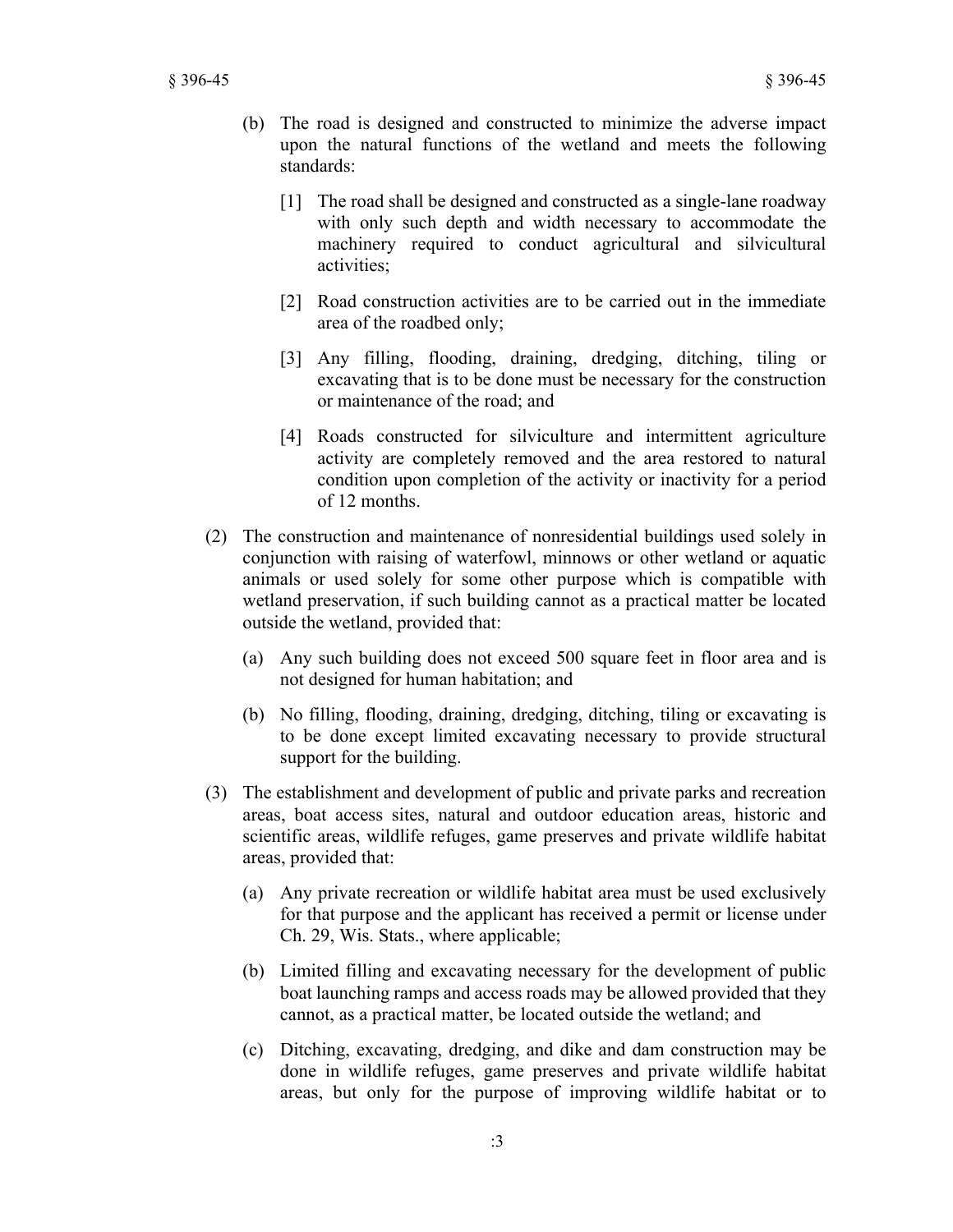(b) The road is designed and constructed to minimize the adverse impact upon the natural functions of the wetland and meets the following standards:

[1] The road shall be designed and constructed as a single-lane roadway with only such depth and width necessary to accommodate the machinery required to conduct agricultural and silvicultural activities;

[2] Road construction activities are to be carried out in the immediate area of the roadbed only;

[3] Any filling, flooding, draining, dredging, ditching, tiling or excavating that is to be done must be necessary for the construction or maintenance of the road; and

[4] Roads constructed for silviculture and intermittent agriculture activity are completely removed and the area restored to natural condition upon completion of the activity or inactivity for a period of 12 months.

(2) The construction and maintenance of nonresidential buildings used solely in conjunction with raising of waterfowl, minnows or other wetland or aquatic animals or used solely for some other purpose which is compatible with wetland preservation, if such building cannot as a practical matter be located outside the wetland, provided that:

(a) Any such building does not exceed 500 square feet in floor area and is not designed for human habitation; and

(b) No filling, flooding, draining, dredging, ditching, tiling or excavating is to be done except limited excavating necessary to provide structural support for the building.

(3) The establishment and development of public and private parks and recreation areas, boat access sites, natural and outdoor education areas, historic and scientific areas, wildlife refuges, game preserves and private wildlife habitat areas, provided that:

(a) Any private recreation or wildlife habitat area must be used exclusively for that purpose and the applicant has received a permit or license under Ch. 29, Wis. Stats., where applicable;

(b) Limited filling and excavating necessary for the development of public boat launching ramps and access roads may be allowed provided that they cannot, as a practical matter, be located outside the wetland; and

(c) Ditching, excavating, dredging, and dike and dam construction may be done in wildlife refuges, game preserves and private wildlife habitat areas, but only for the purpose of improving wildlife habitat or to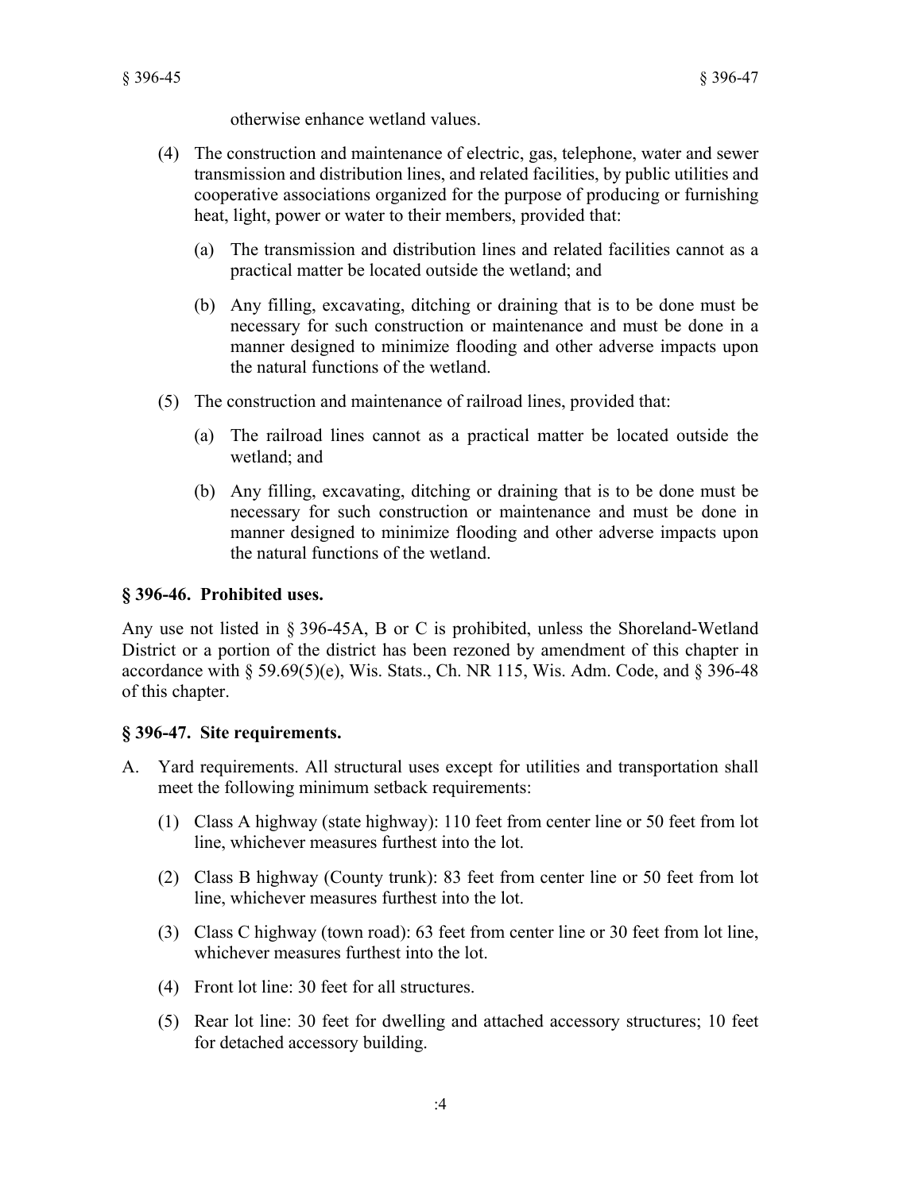otherwise enhance wetland values.

(4) The construction and maintenance of electric, gas, telephone, water and sewer transmission and distribution lines, and related facilities, by public utilities and cooperative associations organized for the purpose of producing or furnishing heat, light, power or water to their members, provided that:

(a) The transmission and distribution lines and related facilities cannot as a practical matter be located outside the wetland; and

(b) Any filling, excavating, ditching or draining that is to be done must be necessary for such construction or maintenance and must be done in a manner designed to minimize flooding and other adverse impacts upon the natural functions of the wetland.

(5) The construction and maintenance of railroad lines, provided that:

(a) The railroad lines cannot as a practical matter be located outside the wetland; and

(b) Any filling, excavating, ditching or draining that is to be done must be necessary for such construction or maintenance and must be done in manner designed to minimize flooding and other adverse impacts upon the natural functions of the wetland.

### § 396-46. Prohibited uses.

Any use not listed in § 396-45A, B or C is prohibited, unless the Shoreland-Wetland District or a portion of the district has been rezoned by amendment of this chapter in accordance with § 59.69(5)(e), Wis. Stats., Ch. NR 115, Wis. Adm. Code, and § 396-48 of this chapter.

### § 396-47. Site requirements.

A. Yard requirements. All structural uses except for utilities and transportation shall meet the following minimum setback requirements:

(1) Class A highway (state highway): 110 feet from center line or 50 feet from lot line, whichever measures furthest into the lot.

(2) Class B highway (County trunk): 83 feet from center line or 50 feet from lot line, whichever measures furthest into the lot.

(3) Class C highway (town road): 63 feet from center line or 30 feet from lot line, whichever measures furthest into the lot.

(4) Front lot line: 30 feet for all structures.

(5) Rear lot line: 30 feet for dwelling and attached accessory structures; 10 feet for detached accessory building.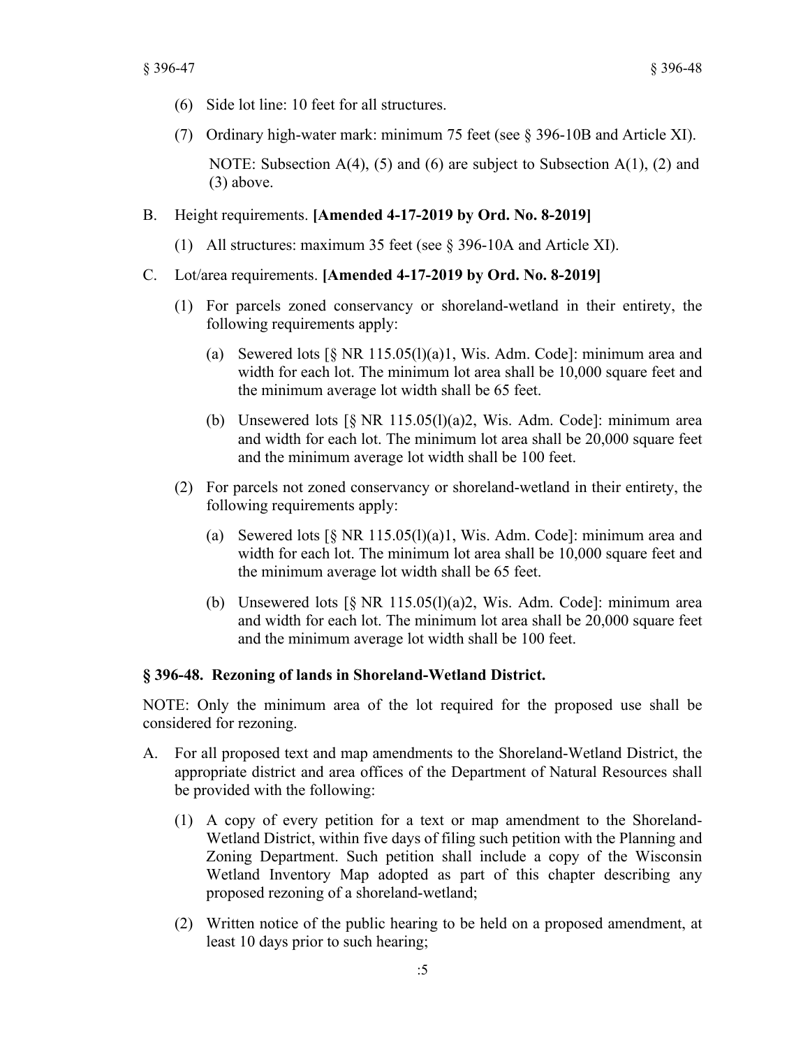(6) Side lot line: 10 feet for all structures.

(7) Ordinary high-water mark: minimum 75 feet (see § 396-10B and Article XI).

NOTE: Subsection A(4), (5) and (6) are subject to Subsection A(1), (2) and (3) above.

B. Height requirements. **[Amended 4-17-2019 by Ord. No. 8-2019]**

(1) All structures: maximum 35 feet (see § 396-10A and Article XI).

C. Lot/area requirements. **[Amended 4-17-2019 by Ord. No. 8-2019]**

(1) For parcels zoned conservancy or shoreland-wetland in their entirety, the following requirements apply:

(a) Sewered lots [§ NR 115.05(l)(a)1, Wis. Adm. Code]: minimum area and width for each lot. The minimum lot area shall be 10,000 square feet and the minimum average lot width shall be 65 feet.

(b) Unsewered lots [§ NR 115.05(l)(a)2, Wis. Adm. Code]: minimum area and width for each lot. The minimum lot area shall be 20,000 square feet and the minimum average lot width shall be 100 feet.

(2) For parcels not zoned conservancy or shoreland-wetland in their entirety, the following requirements apply:

(a) Sewered lots [§ NR 115.05(l)(a)1, Wis. Adm. Code]: minimum area and width for each lot. The minimum lot area shall be 10,000 square feet and the minimum average lot width shall be 65 feet.

(b) Unsewered lots [§ NR 115.05(l)(a)2, Wis. Adm. Code]: minimum area and width for each lot. The minimum lot area shall be 20,000 square feet and the minimum average lot width shall be 100 feet.

### § 396-48. Rezoning of lands in Shoreland-Wetland District.

NOTE: Only the minimum area of the lot required for the proposed use shall be considered for rezoning.

A. For all proposed text and map amendments to the Shoreland-Wetland District, the appropriate district and area offices of the Department of Natural Resources shall be provided with the following:

(1) A copy of every petition for a text or map amendment to the Shoreland-Wetland District, within five days of filing such petition with the Planning and Zoning Department. Such petition shall include a copy of the Wisconsin Wetland Inventory Map adopted as part of this chapter describing any proposed rezoning of a shoreland-wetland;

(2) Written notice of the public hearing to be held on a proposed amendment, at least 10 days prior to such hearing;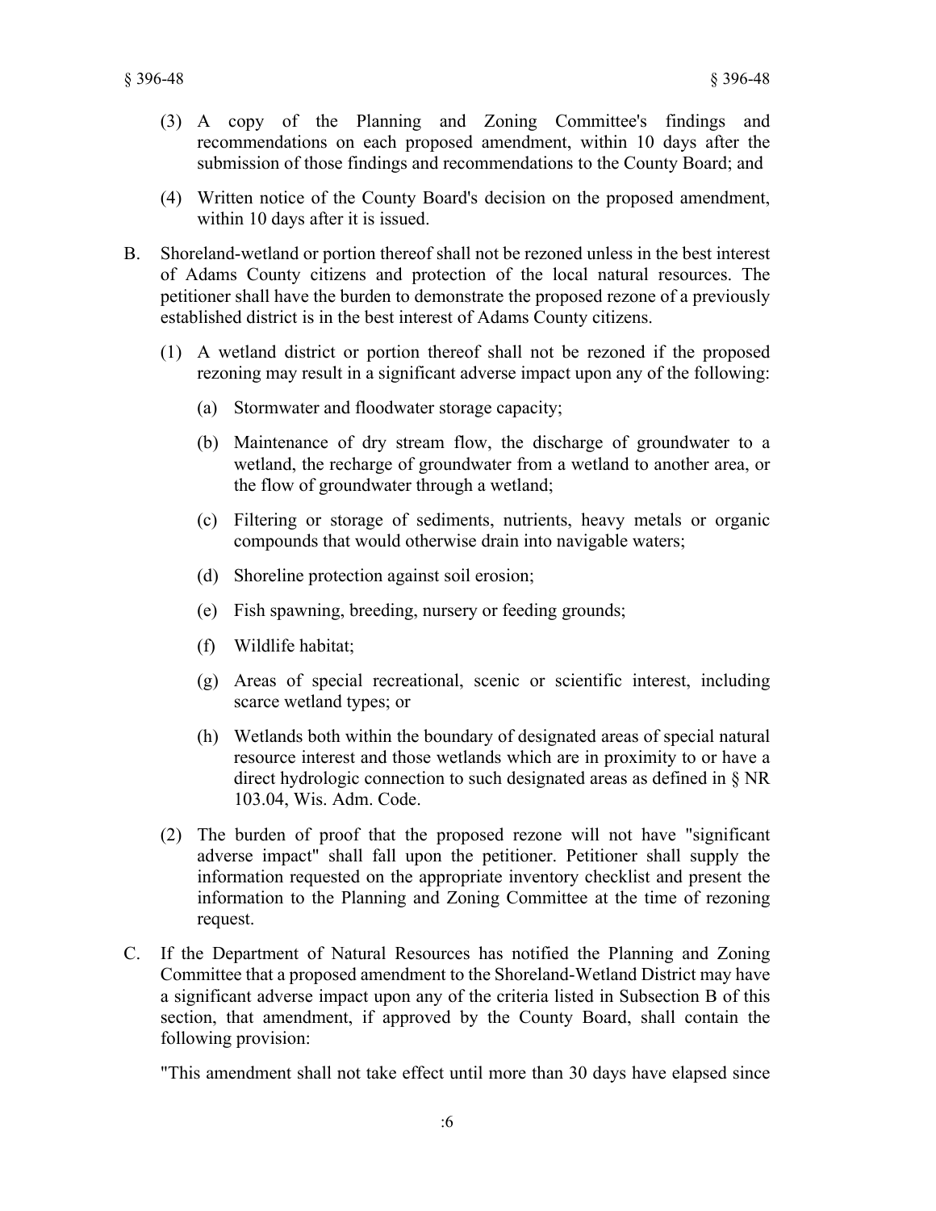(3) A copy of the Planning and Zoning Committee's findings and recommendations on each proposed amendment, within 10 days after the submission of those findings and recommendations to the County Board; and

(4) Written notice of the County Board's decision on the proposed amendment, within 10 days after it is issued.

B. Shoreland-wetland or portion thereof shall not be rezoned unless in the best interest of Adams County citizens and protection of the local natural resources. The petitioner shall have the burden to demonstrate the proposed rezone of a previously established district is in the best interest of Adams County citizens.

(1) A wetland district or portion thereof shall not be rezoned if the proposed rezoning may result in a significant adverse impact upon any of the following:

(a) Stormwater and floodwater storage capacity;

(b) Maintenance of dry stream flow, the discharge of groundwater to a wetland, the recharge of groundwater from a wetland to another area, or the flow of groundwater through a wetland;

(c) Filtering or storage of sediments, nutrients, heavy metals or organic compounds that would otherwise drain into navigable waters;

(d) Shoreline protection against soil erosion;

(e) Fish spawning, breeding, nursery or feeding grounds;

(f) Wildlife habitat;

(g) Areas of special recreational, scenic or scientific interest, including scarce wetland types; or

(h) Wetlands both within the boundary of designated areas of special natural resource interest and those wetlands which are in proximity to or have a direct hydrologic connection to such designated areas as defined in § NR 103.04, Wis. Adm. Code.

(2) The burden of proof that the proposed rezone will not have "significant adverse impact" shall fall upon the petitioner. Petitioner shall supply the information requested on the appropriate inventory checklist and present the information to the Planning and Zoning Committee at the time of rezoning request.

C. If the Department of Natural Resources has notified the Planning and Zoning Committee that a proposed amendment to the Shoreland-Wetland District may have a significant adverse impact upon any of the criteria listed in Subsection B of this section, that amendment, if approved by the County Board, shall contain the following provision:

"This amendment shall not take effect until more than 30 days have elapsed since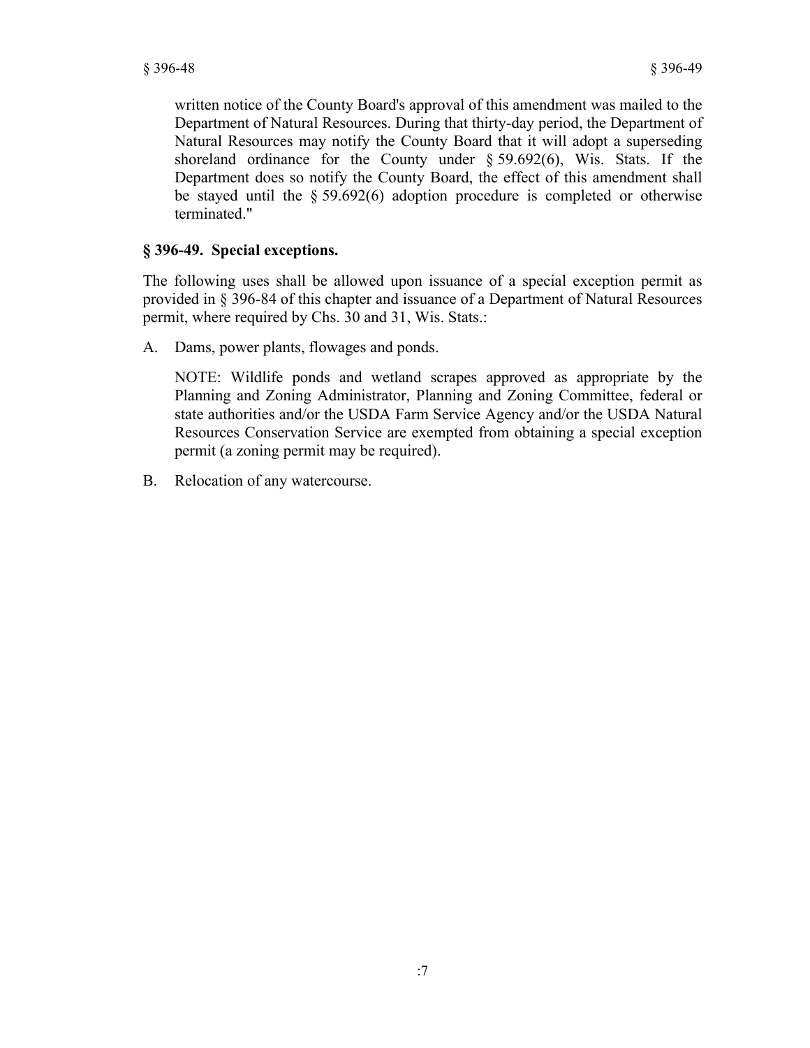written notice of the County Board's approval of this amendment was mailed to the Department of Natural Resources. During that thirty-day period, the Department of Natural Resources may notify the County Board that it will adopt a superseding shoreland ordinance for the County under § 59.692(6), Wis. Stats. If the Department does so notify the County Board, the effect of this amendment shall be stayed until the § 59.692(6) adoption procedure is completed or otherwise terminated."

### § 396-49. Special exceptions.

The following uses shall be allowed upon issuance of a special exception permit as provided in § 396-84 of this chapter and issuance of a Department of Natural Resources permit, where required by Chs. 30 and 31, Wis. Stats.:

A. Dams, power plants, flowages and ponds.

   NOTE: Wildlife ponds and wetland scrapes approved as appropriate by the Planning and Zoning Administrator, Planning and Zoning Committee, federal or state authorities and/or the USDA Farm Service Agency and/or the USDA Natural Resources Conservation Service are exempted from obtaining a special exception permit (a zoning permit may be required).

B. Relocation of any watercourse.